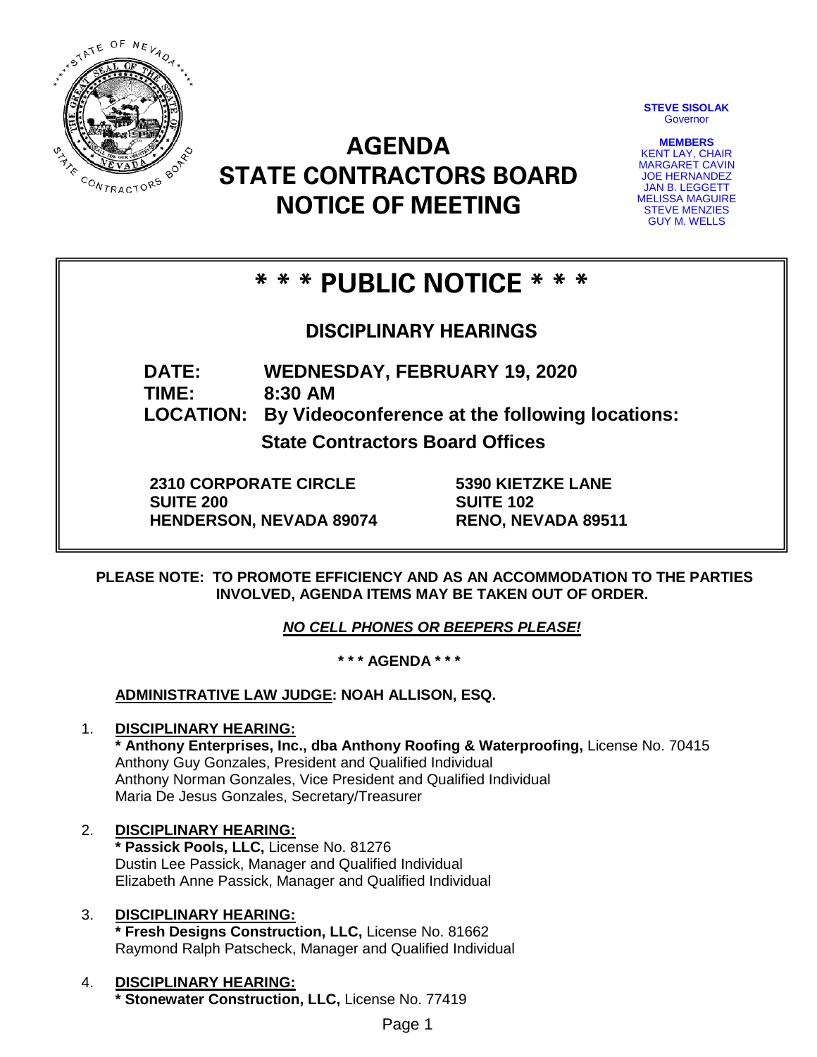# AGENDA
# STATE CONTRACTORS BOARD
# NOTICE OF MEETING

**STEVE SISOLAK**
Governor

**MEMBERS**
KENT LAY, CHAIR
MARGARET CAVIN
JOE HERNANDEZ
JAN B. LEGGETT
MELISSA MAGUIRE
STEVE MENZIES
GUY M. WELLS

## * * * PUBLIC NOTICE * * *

### DISCIPLINARY HEARINGS

**DATE:** **WEDNESDAY, FEBRUARY 19, 2020**
**TIME:** **8:30 AM**
**LOCATION:** **By Videoconference at the following locations:**

**State Contractors Board Offices**

**2310 CORPORATE CIRCLE**
**SUITE 200**
**HENDERSON, NEVADA 89074**

**5390 KIETZKE LANE**
**SUITE 102**
**RENO, NEVADA 89511**

**PLEASE NOTE: TO PROMOTE EFFICIENCY AND AS AN ACCOMMODATION TO THE PARTIES INVOLVED, AGENDA ITEMS MAY BE TAKEN OUT OF ORDER.**

***NO CELL PHONES OR BEEPERS PLEASE!***

**\* \* \* AGENDA \* \* \***

**ADMINISTRATIVE LAW JUDGE: NOAH ALLISON, ESQ.**

1. **DISCIPLINARY HEARING:**
   **\* Anthony Enterprises, Inc., dba Anthony Roofing & Waterproofing,** License No. 70415
   Anthony Guy Gonzales, President and Qualified Individual
   Anthony Norman Gonzales, Vice President and Qualified Individual
   Maria De Jesus Gonzales, Secretary/Treasurer

2. **DISCIPLINARY HEARING:**
   **\* Passick Pools, LLC,** License No. 81276
   Dustin Lee Passick, Manager and Qualified Individual
   Elizabeth Anne Passick, Manager and Qualified Individual

3. **DISCIPLINARY HEARING:**
   **\* Fresh Designs Construction, LLC,** License No. 81662
   Raymond Ralph Patscheck, Manager and Qualified Individual

4. **DISCIPLINARY HEARING:**
   **\* Stonewater Construction, LLC,** License No. 77419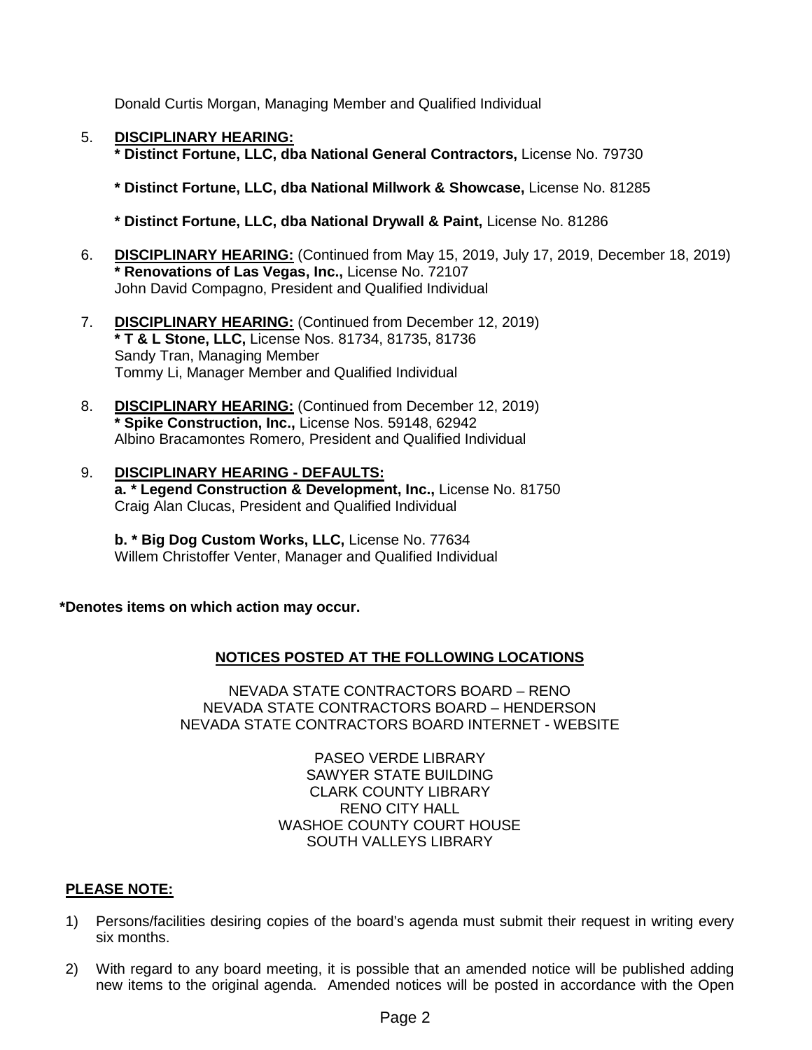Donald Curtis Morgan, Managing Member and Qualified Individual

5. **DISCIPLINARY HEARING:**
   **\* Distinct Fortune, LLC, dba National General Contractors,** License No. 79730

   **\* Distinct Fortune, LLC, dba National Millwork & Showcase,** License No. 81285

   **\* Distinct Fortune, LLC, dba National Drywall & Paint,** License No. 81286

6. **DISCIPLINARY HEARING:** (Continued from May 15, 2019, July 17, 2019, December 18, 2019)
   **\* Renovations of Las Vegas, Inc.,** License No. 72107
   John David Compagno, President and Qualified Individual

7. **DISCIPLINARY HEARING:** (Continued from December 12, 2019)
   **\* T & L Stone, LLC,** License Nos. 81734, 81735, 81736
   Sandy Tran, Managing Member
   Tommy Li, Manager Member and Qualified Individual

8. **DISCIPLINARY HEARING:** (Continued from December 12, 2019)
   **\* Spike Construction, Inc.,** License Nos. 59148, 62942
   Albino Bracamontes Romero, President and Qualified Individual

9. **DISCIPLINARY HEARING - DEFAULTS:**
   **a. \* Legend Construction & Development, Inc.,** License No. 81750
   Craig Alan Clucas, President and Qualified Individual

   **b. \* Big Dog Custom Works, LLC,** License No. 77634
   Willem Christoffer Venter, Manager and Qualified Individual

**\*Denotes items on which action may occur.**

**NOTICES POSTED AT THE FOLLOWING LOCATIONS**

NEVADA STATE CONTRACTORS BOARD – RENO
NEVADA STATE CONTRACTORS BOARD – HENDERSON
NEVADA STATE CONTRACTORS BOARD INTERNET - WEBSITE

PASEO VERDE LIBRARY
SAWYER STATE BUILDING
CLARK COUNTY LIBRARY
RENO CITY HALL
WASHOE COUNTY COURT HOUSE
SOUTH VALLEYS LIBRARY

**PLEASE NOTE:**

1) Persons/facilities desiring copies of the board's agenda must submit their request in writing every six months.

2) With regard to any board meeting, it is possible that an amended notice will be published adding new items to the original agenda. Amended notices will be posted in accordance with the Open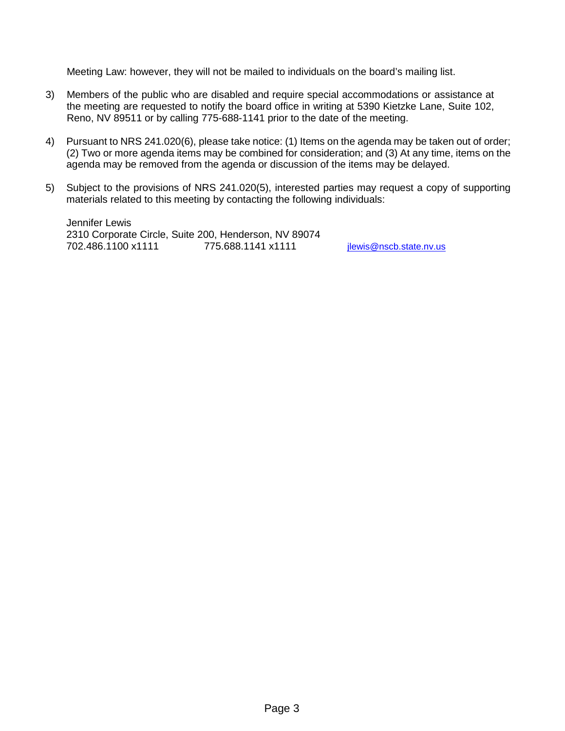Meeting Law: however, they will not be mailed to individuals on the board's mailing list.

3) Members of the public who are disabled and require special accommodations or assistance at the meeting are requested to notify the board office in writing at 5390 Kietzke Lane, Suite 102, Reno, NV 89511 or by calling 775-688-1141 prior to the date of the meeting.

4) Pursuant to NRS 241.020(6), please take notice: (1) Items on the agenda may be taken out of order; (2) Two or more agenda items may be combined for consideration; and (3) At any time, items on the agenda may be removed from the agenda or discussion of the items may be delayed.

5) Subject to the provisions of NRS 241.020(5), interested parties may request a copy of supporting materials related to this meeting by contacting the following individuals:

   Jennifer Lewis
   2310 Corporate Circle, Suite 200, Henderson, NV 89074
   702.486.1100 x1111     775.688.1141 x1111     jlewis@nscb.state.nv.us